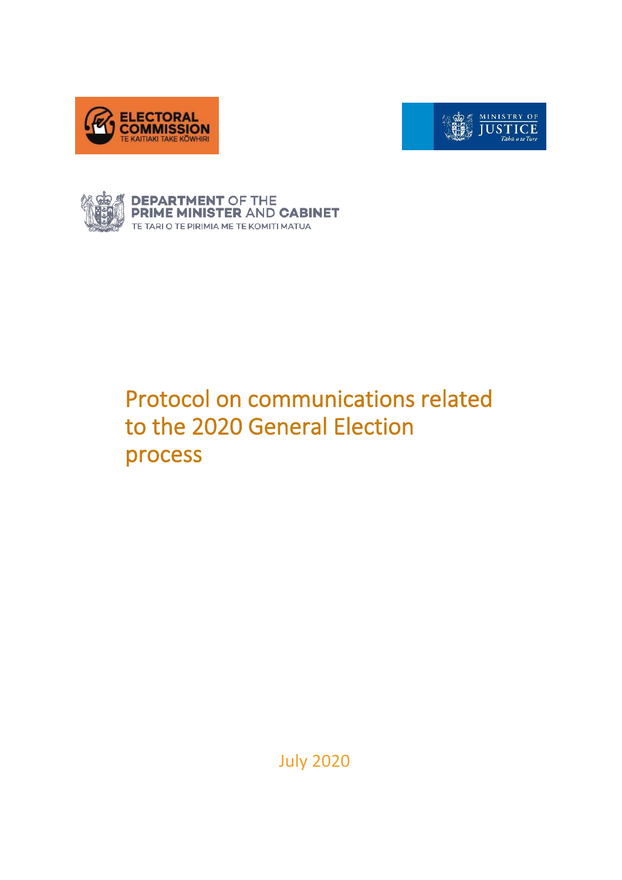ELECTORAL COMMISSION
TE KAITIAKI TAKE KŌWHIRI

MINISTRY OF JUSTICE
Tāhū o te Ture

DEPARTMENT OF THE PRIME MINISTER AND CABINET
TE TARI O TE PIRIMIA ME TE KOMITI MATUA

# Protocol on communications related to the 2020 General Election process

July 2020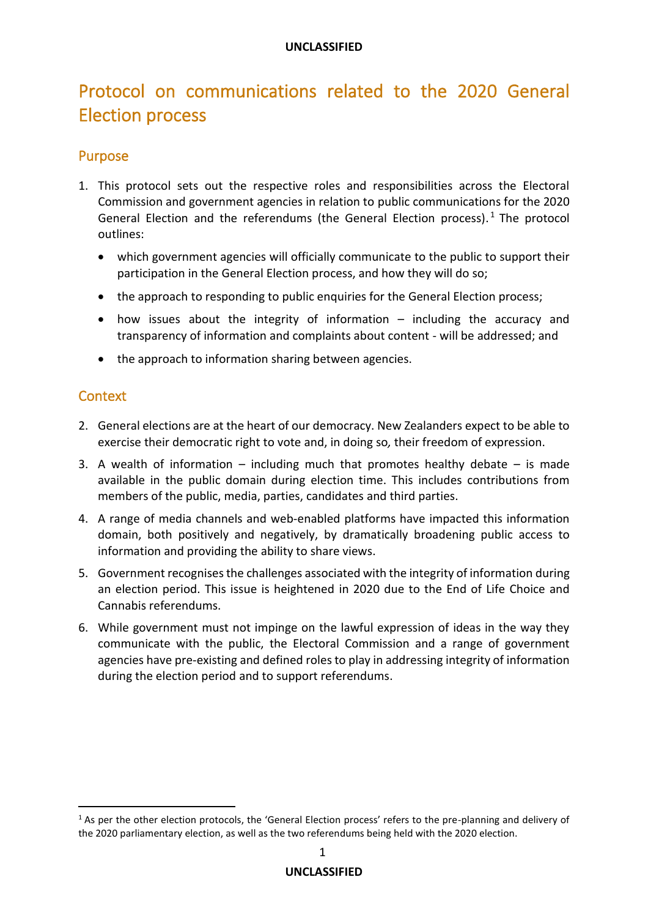# Protocol on communications related to the 2020 General Election process

## Purpose

1. This protocol sets out the respective roles and responsibilities across the Electoral Commission and government agencies in relation to public communications for the 2020 General Election and the referendums (the General Election process).[1] The protocol outlines:
   - which government agencies will officially communicate to the public to support their participation in the General Election process, and how they will do so;
   - the approach to responding to public enquiries for the General Election process;
   - how issues about the integrity of information – including the accuracy and transparency of information and complaints about content - will be addressed; and
   - the approach to information sharing between agencies.

## Context

2. General elections are at the heart of our democracy. New Zealanders expect to be able to exercise their democratic right to vote and, in doing so*,* their freedom of expression.
3. A wealth of information – including much that promotes healthy debate – is made available in the public domain during election time. This includes contributions from members of the public, media, parties, candidates and third parties.
4. A range of media channels and web-enabled platforms have impacted this information domain, both positively and negatively, by dramatically broadening public access to information and providing the ability to share views.
5. Government recognises the challenges associated with the integrity of information during an election period. This issue is heightened in 2020 due to the End of Life Choice and Cannabis referendums.
6. While government must not impinge on the lawful expression of ideas in the way they communicate with the public, the Electoral Commission and a range of government agencies have pre-existing and defined roles to play in addressing integrity of information during the election period and to support referendums.

---

[1] As per the other election protocols, the 'General Election process' refers to the pre-planning and delivery of the 2020 parliamentary election, as well as the two referendums being held with the 2020 election.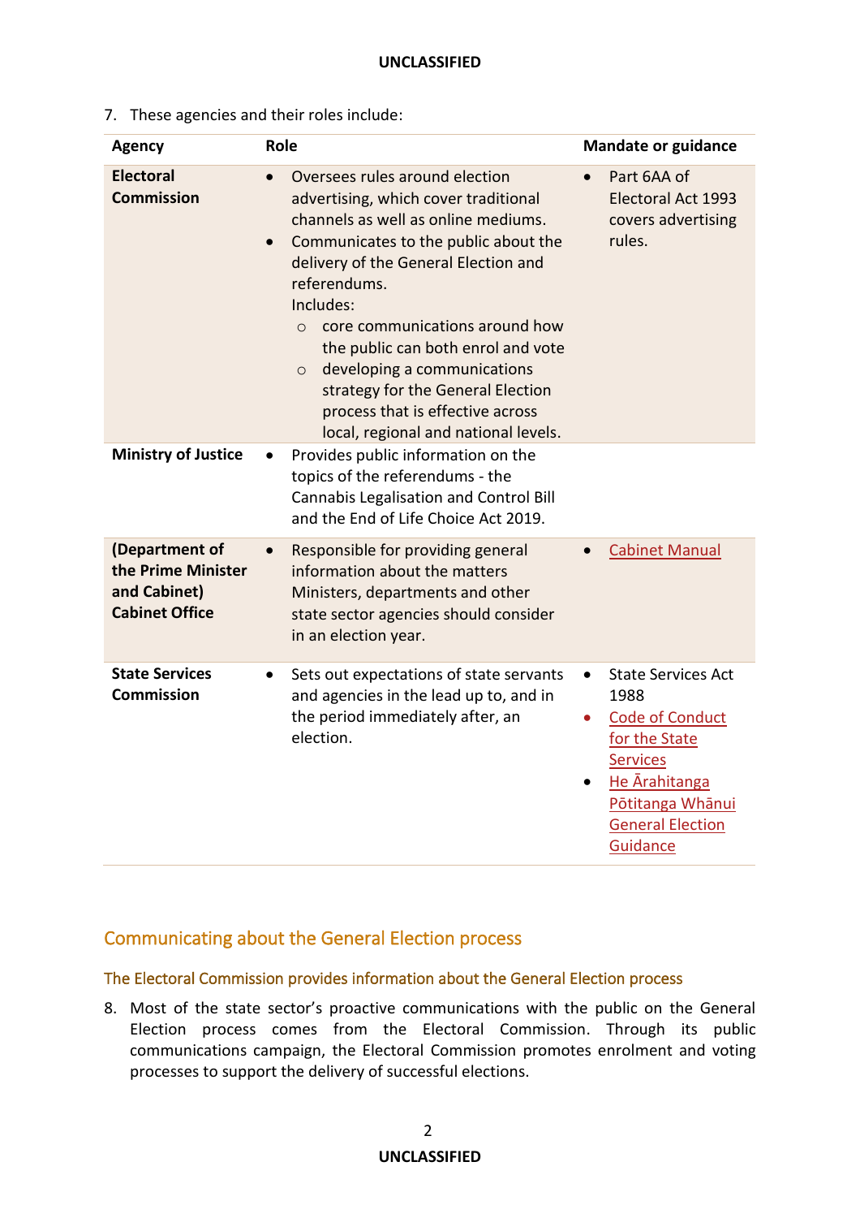7. These agencies and their roles include:

| Agency | Role | Mandate or guidance |
|---|---|---|
| **Electoral Commission** | • Oversees rules around election advertising, which cover traditional channels as well as online mediums.<br>• Communicates to the public about the delivery of the General Election and referendums.<br>Includes:<br>◦ core communications around how the public can both enrol and vote<br>◦ developing a communications strategy for the General Election process that is effective across local, regional and national levels. | • Part 6AA of Electoral Act 1993 covers advertising rules. |
| **Ministry of Justice** | • Provides public information on the topics of the referendums - the Cannabis Legalisation and Control Bill and the End of Life Choice Act 2019. | |
| **(Department of the Prime Minister and Cabinet) Cabinet Office** | • Responsible for providing general information about the matters Ministers, departments and other state sector agencies should consider in an election year. | • Cabinet Manual |
| **State Services Commission** | • Sets out expectations of state servants and agencies in the lead up to, and in the period immediately after, an election. | • State Services Act 1988<br>• Code of Conduct for the State Services<br>• He Ārahitanga Pōtitanga Whānui General Election Guidance |

## Communicating about the General Election process

### The Electoral Commission provides information about the General Election process

8. Most of the state sector's proactive communications with the public on the General Election process comes from the Electoral Commission. Through its public communications campaign, the Electoral Commission promotes enrolment and voting processes to support the delivery of successful elections.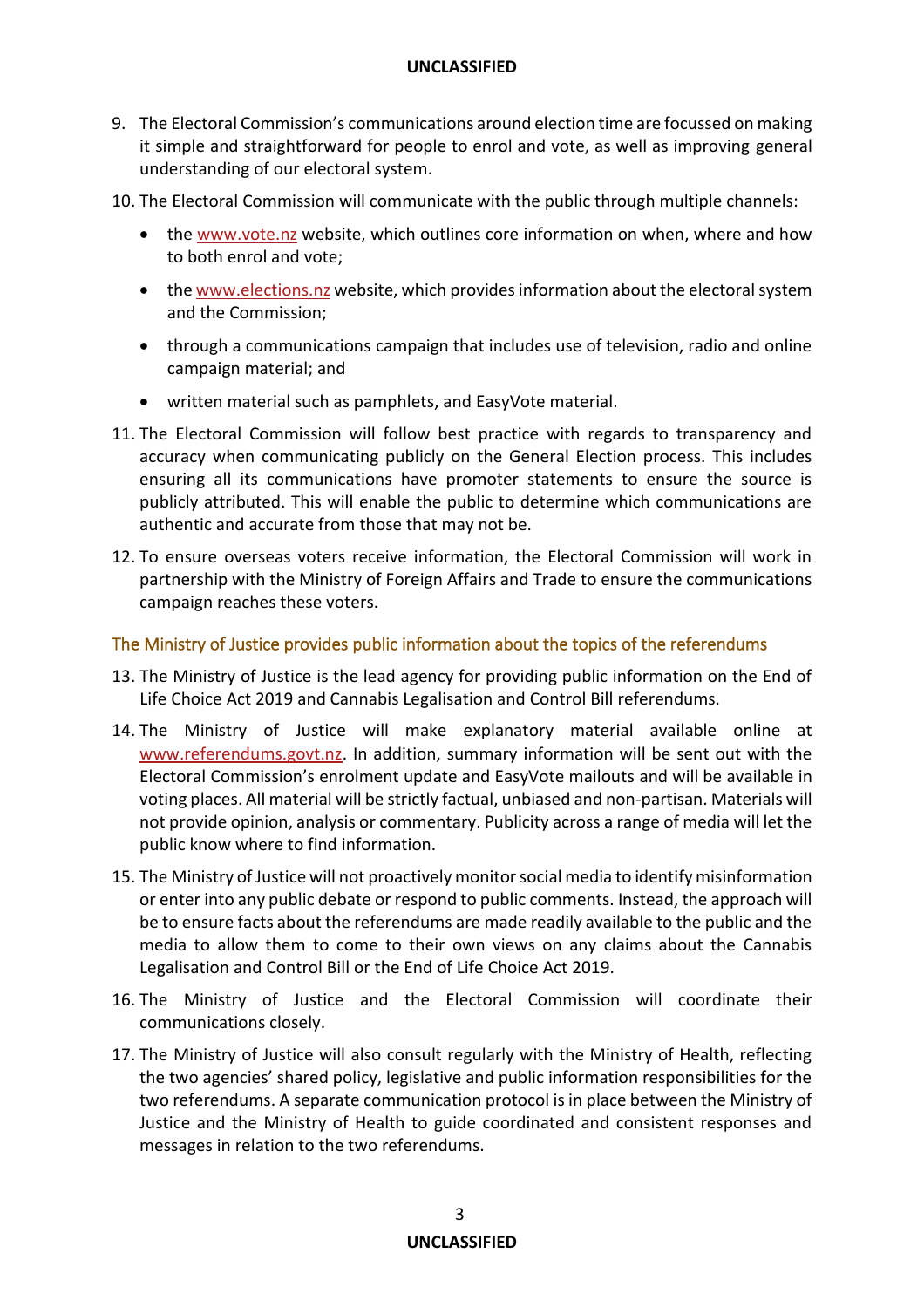9. The Electoral Commission's communications around election time are focussed on making it simple and straightforward for people to enrol and vote, as well as improving general understanding of our electoral system.

10. The Electoral Commission will communicate with the public through multiple channels:

    - the www.vote.nz website, which outlines core information on when, where and how to both enrol and vote;
    - the www.elections.nz website, which provides information about the electoral system and the Commission;
    - through a communications campaign that includes use of television, radio and online campaign material; and
    - written material such as pamphlets, and EasyVote material.

11. The Electoral Commission will follow best practice with regards to transparency and accuracy when communicating publicly on the General Election process. This includes ensuring all its communications have promoter statements to ensure the source is publicly attributed. This will enable the public to determine which communications are authentic and accurate from those that may not be.

12. To ensure overseas voters receive information, the Electoral Commission will work in partnership with the Ministry of Foreign Affairs and Trade to ensure the communications campaign reaches these voters.

## The Ministry of Justice provides public information about the topics of the referendums

13. The Ministry of Justice is the lead agency for providing public information on the End of Life Choice Act 2019 and Cannabis Legalisation and Control Bill referendums.

14. The Ministry of Justice will make explanatory material available online at www.referendums.govt.nz. In addition, summary information will be sent out with the Electoral Commission's enrolment update and EasyVote mailouts and will be available in voting places. All material will be strictly factual, unbiased and non-partisan. Materials will not provide opinion, analysis or commentary. Publicity across a range of media will let the public know where to find information.

15. The Ministry of Justice will not proactively monitor social media to identify misinformation or enter into any public debate or respond to public comments. Instead, the approach will be to ensure facts about the referendums are made readily available to the public and the media to allow them to come to their own views on any claims about the Cannabis Legalisation and Control Bill or the End of Life Choice Act 2019.

16. The Ministry of Justice and the Electoral Commission will coordinate their communications closely.

17. The Ministry of Justice will also consult regularly with the Ministry of Health, reflecting the two agencies' shared policy, legislative and public information responsibilities for the two referendums. A separate communication protocol is in place between the Ministry of Justice and the Ministry of Health to guide coordinated and consistent responses and messages in relation to the two referendums.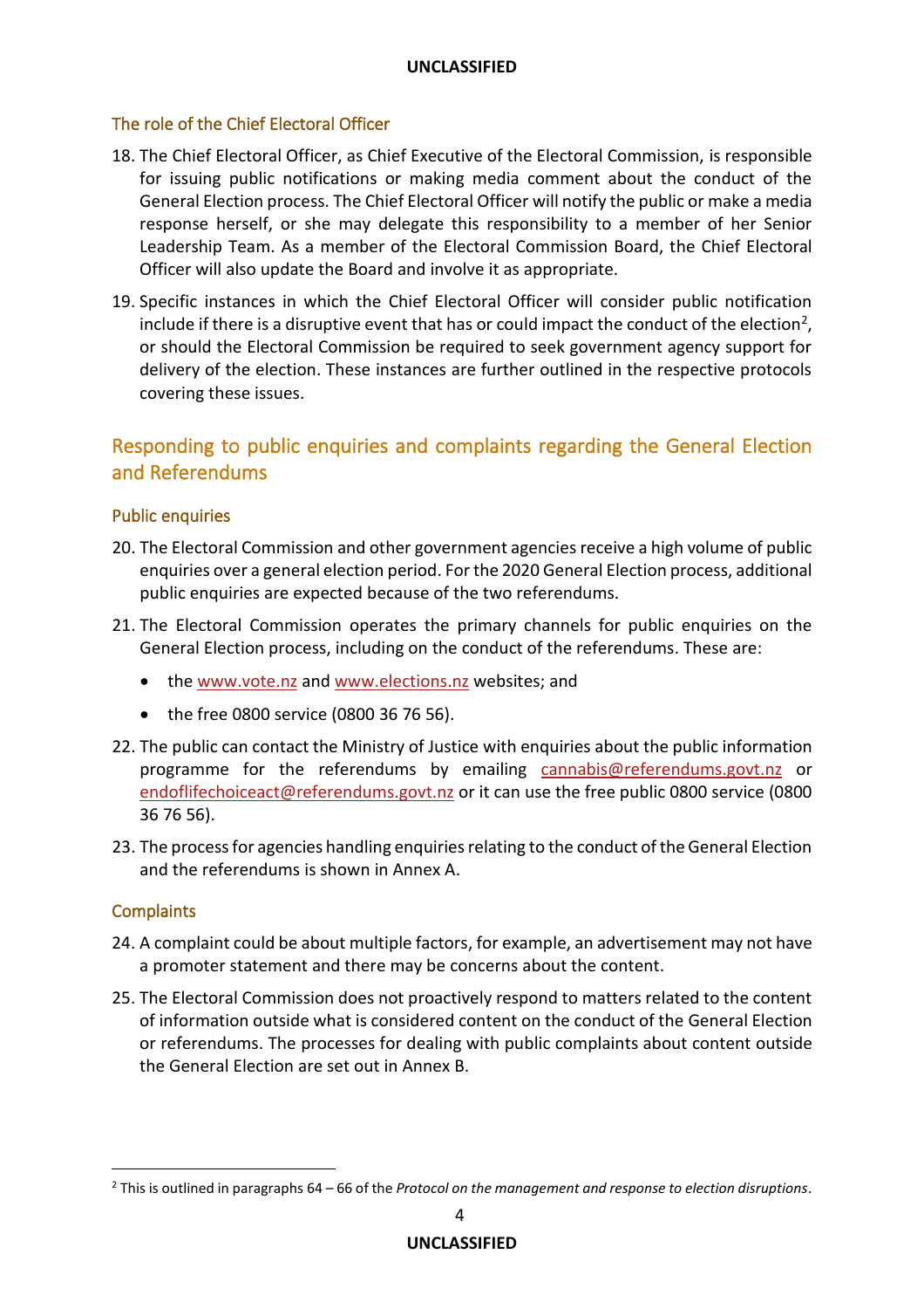### The role of the Chief Electoral Officer

18. The Chief Electoral Officer, as Chief Executive of the Electoral Commission, is responsible for issuing public notifications or making media comment about the conduct of the General Election process. The Chief Electoral Officer will notify the public or make a media response herself, or she may delegate this responsibility to a member of her Senior Leadership Team. As a member of the Electoral Commission Board, the Chief Electoral Officer will also update the Board and involve it as appropriate.

19. Specific instances in which the Chief Electoral Officer will consider public notification include if there is a disruptive event that has or could impact the conduct of the election[2], or should the Electoral Commission be required to seek government agency support for delivery of the election. These instances are further outlined in the respective protocols covering these issues.

## Responding to public enquiries and complaints regarding the General Election and Referendums

### Public enquiries

20. The Electoral Commission and other government agencies receive a high volume of public enquiries over a general election period. For the 2020 General Election process, additional public enquiries are expected because of the two referendums.

21. The Electoral Commission operates the primary channels for public enquiries on the General Election process, including on the conduct of the referendums. These are:
    - the www.vote.nz and www.elections.nz websites; and
    - the free 0800 service (0800 36 76 56).

22. The public can contact the Ministry of Justice with enquiries about the public information programme for the referendums by emailing cannabis@referendums.govt.nz or endoflifechoiceact@referendums.govt.nz or it can use the free public 0800 service (0800 36 76 56).

23. The process for agencies handling enquiries relating to the conduct of the General Election and the referendums is shown in Annex A.

### Complaints

24. A complaint could be about multiple factors, for example, an advertisement may not have a promoter statement and there may be concerns about the content.

25. The Electoral Commission does not proactively respond to matters related to the content of information outside what is considered content on the conduct of the General Election or referendums. The processes for dealing with public complaints about content outside the General Election are set out in Annex B.

---

[2] This is outlined in paragraphs 64 – 66 of the *Protocol on the management and response to election disruptions*.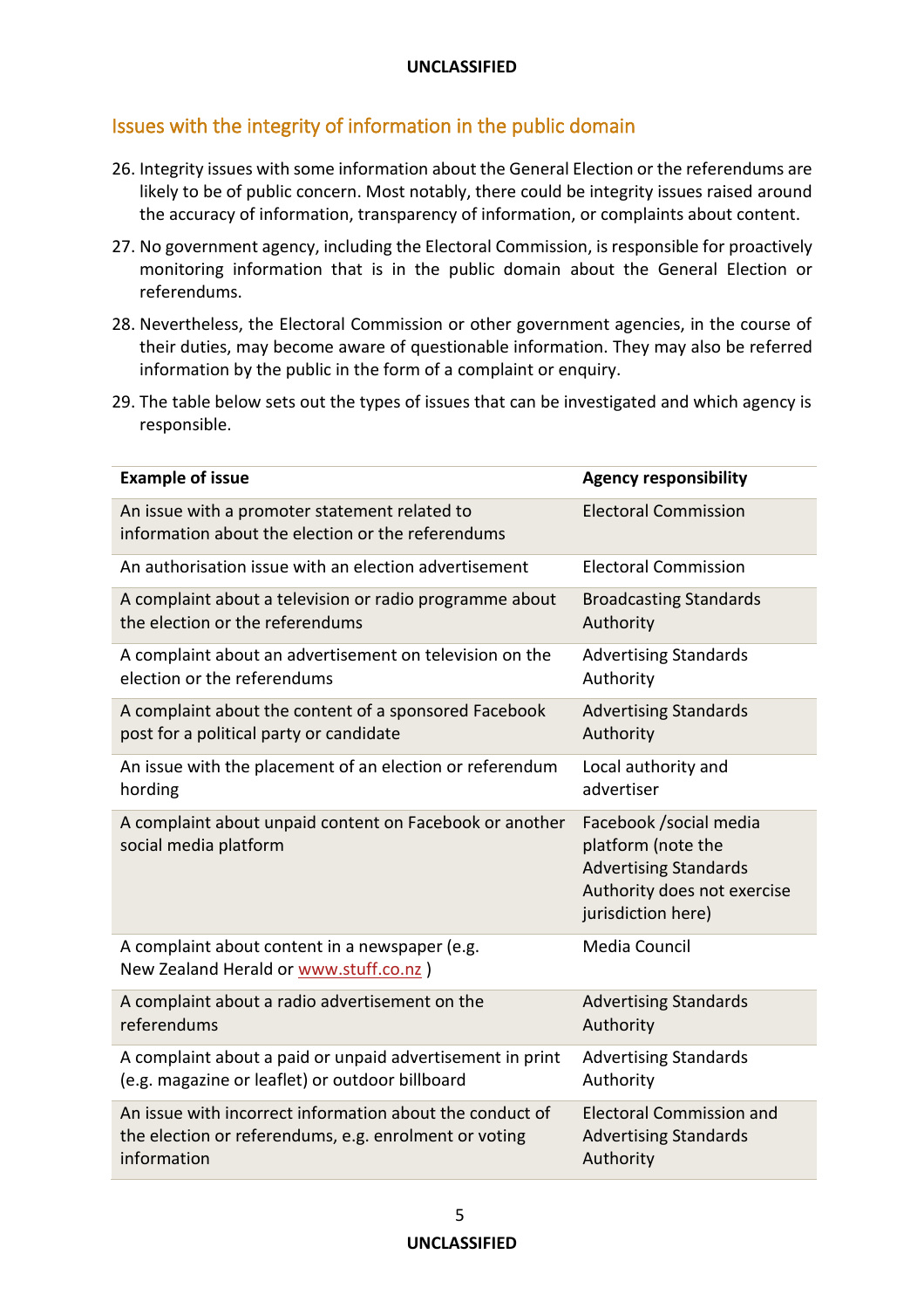## Issues with the integrity of information in the public domain

26. Integrity issues with some information about the General Election or the referendums are likely to be of public concern. Most notably, there could be integrity issues raised around the accuracy of information, transparency of information, or complaints about content.
27. No government agency, including the Electoral Commission, is responsible for proactively monitoring information that is in the public domain about the General Election or referendums.
28. Nevertheless, the Electoral Commission or other government agencies, in the course of their duties, may become aware of questionable information. They may also be referred information by the public in the form of a complaint or enquiry.
29. The table below sets out the types of issues that can be investigated and which agency is responsible.

| Example of issue | Agency responsibility |
|---|---|
| An issue with a promoter statement related to information about the election or the referendums | Electoral Commission |
| An authorisation issue with an election advertisement | Electoral Commission |
| A complaint about a television or radio programme about the election or the referendums | Broadcasting Standards Authority |
| A complaint about an advertisement on television on the election or the referendums | Advertising Standards Authority |
| A complaint about the content of a sponsored Facebook post for a political party or candidate | Advertising Standards Authority |
| An issue with the placement of an election or referendum hording | Local authority and advertiser |
| A complaint about unpaid content on Facebook or another social media platform | Facebook /social media platform (note the Advertising Standards Authority does not exercise jurisdiction here) |
| A complaint about content in a newspaper (e.g. New Zealand Herald or www.stuff.co.nz ) | Media Council |
| A complaint about a radio advertisement on the referendums | Advertising Standards Authority |
| A complaint about a paid or unpaid advertisement in print (e.g. magazine or leaflet) or outdoor billboard | Advertising Standards Authority |
| An issue with incorrect information about the conduct of the election or referendums, e.g. enrolment or voting information | Electoral Commission and Advertising Standards Authority |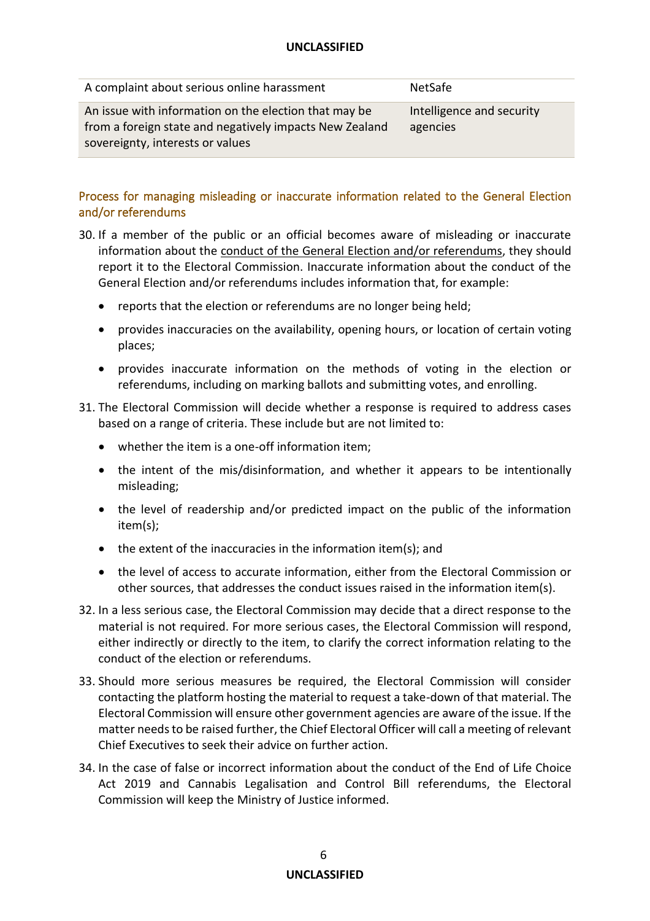| | |
|---|---|
| A complaint about serious online harassment | NetSafe |
| An issue with information on the election that may be from a foreign state and negatively impacts New Zealand sovereignty, interests or values | Intelligence and security agencies |

### Process for managing misleading or inaccurate information related to the General Election and/or referendums

30. If a member of the public or an official becomes aware of misleading or inaccurate information about the conduct of the General Election and/or referendums, they should report it to the Electoral Commission. Inaccurate information about the conduct of the General Election and/or referendums includes information that, for example:
    - reports that the election or referendums are no longer being held;
    - provides inaccuracies on the availability, opening hours, or location of certain voting places;
    - provides inaccurate information on the methods of voting in the election or referendums, including on marking ballots and submitting votes, and enrolling.

31. The Electoral Commission will decide whether a response is required to address cases based on a range of criteria. These include but are not limited to:
    - whether the item is a one-off information item;
    - the intent of the mis/disinformation, and whether it appears to be intentionally misleading;
    - the level of readership and/or predicted impact on the public of the information item(s);
    - the extent of the inaccuracies in the information item(s); and
    - the level of access to accurate information, either from the Electoral Commission or other sources, that addresses the conduct issues raised in the information item(s).

32. In a less serious case, the Electoral Commission may decide that a direct response to the material is not required. For more serious cases, the Electoral Commission will respond, either indirectly or directly to the item, to clarify the correct information relating to the conduct of the election or referendums.

33. Should more serious measures be required, the Electoral Commission will consider contacting the platform hosting the material to request a take-down of that material. The Electoral Commission will ensure other government agencies are aware of the issue. If the matter needs to be raised further, the Chief Electoral Officer will call a meeting of relevant Chief Executives to seek their advice on further action.

34. In the case of false or incorrect information about the conduct of the End of Life Choice Act 2019 and Cannabis Legalisation and Control Bill referendums, the Electoral Commission will keep the Ministry of Justice informed.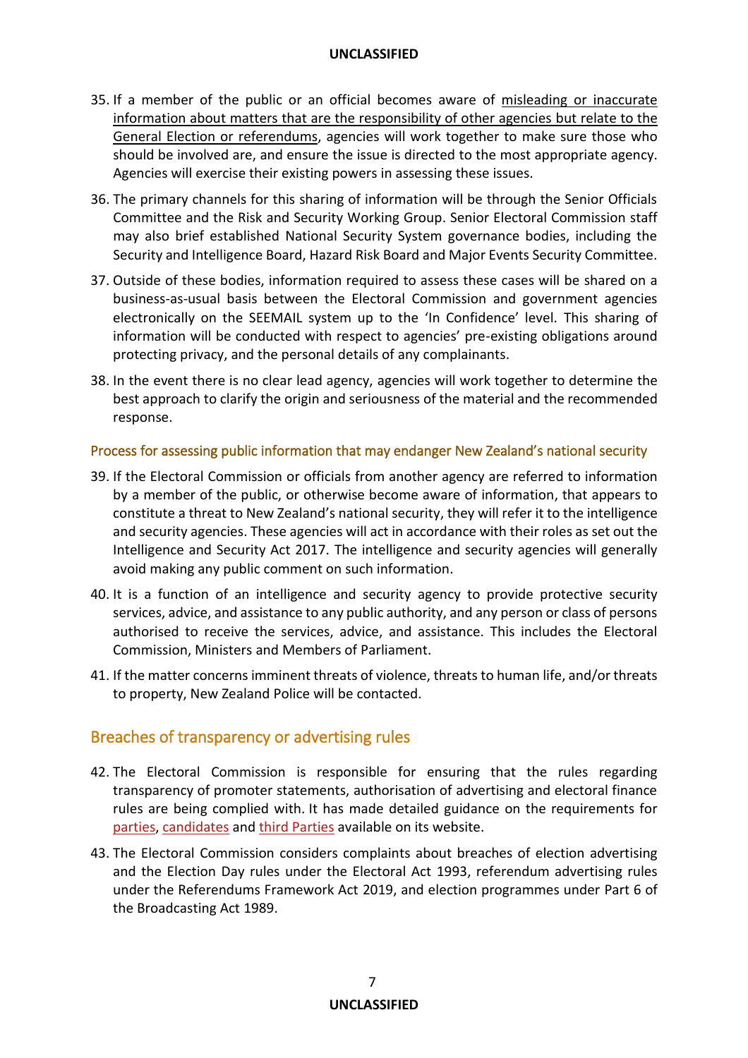35. If a member of the public or an official becomes aware of misleading or inaccurate information about matters that are the responsibility of other agencies but relate to the General Election or referendums, agencies will work together to make sure those who should be involved are, and ensure the issue is directed to the most appropriate agency. Agencies will exercise their existing powers in assessing these issues.

36. The primary channels for this sharing of information will be through the Senior Officials Committee and the Risk and Security Working Group. Senior Electoral Commission staff may also brief established National Security System governance bodies, including the Security and Intelligence Board, Hazard Risk Board and Major Events Security Committee.

37. Outside of these bodies, information required to assess these cases will be shared on a business-as-usual basis between the Electoral Commission and government agencies electronically on the SEEMAIL system up to the 'In Confidence' level. This sharing of information will be conducted with respect to agencies' pre-existing obligations around protecting privacy, and the personal details of any complainants.

38. In the event there is no clear lead agency, agencies will work together to determine the best approach to clarify the origin and seriousness of the material and the recommended response.

### Process for assessing public information that may endanger New Zealand's national security

39. If the Electoral Commission or officials from another agency are referred to information by a member of the public, or otherwise become aware of information, that appears to constitute a threat to New Zealand's national security, they will refer it to the intelligence and security agencies. These agencies will act in accordance with their roles as set out the Intelligence and Security Act 2017. The intelligence and security agencies will generally avoid making any public comment on such information.

40. It is a function of an intelligence and security agency to provide protective security services, advice, and assistance to any public authority, and any person or class of persons authorised to receive the services, advice, and assistance. This includes the Electoral Commission, Ministers and Members of Parliament.

41. If the matter concerns imminent threats of violence, threats to human life, and/or threats to property, New Zealand Police will be contacted.

## Breaches of transparency or advertising rules

42. The Electoral Commission is responsible for ensuring that the rules regarding transparency of promoter statements, authorisation of advertising and electoral finance rules are being complied with. It has made detailed guidance on the requirements for parties, candidates and third Parties available on its website.

43. The Electoral Commission considers complaints about breaches of election advertising and the Election Day rules under the Electoral Act 1993, referendum advertising rules under the Referendums Framework Act 2019, and election programmes under Part 6 of the Broadcasting Act 1989.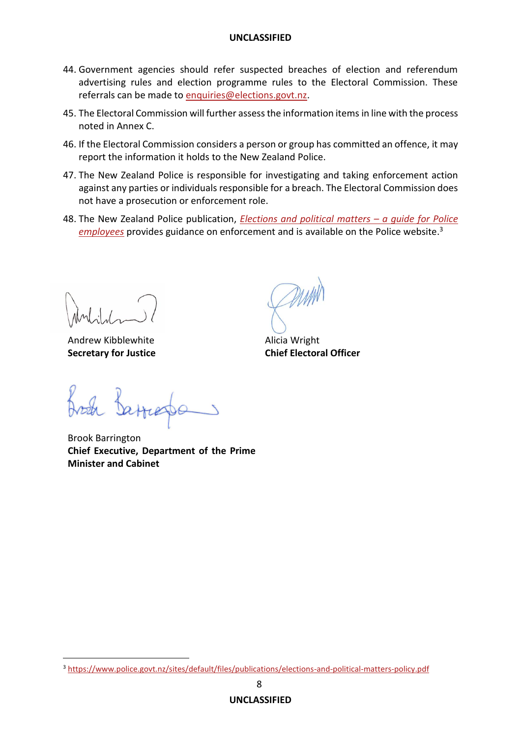44. Government agencies should refer suspected breaches of election and referendum advertising rules and election programme rules to the Electoral Commission. These referrals can be made to enquiries@elections.govt.nz.

45. The Electoral Commission will further assess the information items in line with the process noted in Annex C.

46. If the Electoral Commission considers a person or group has committed an offence, it may report the information it holds to the New Zealand Police.

47. The New Zealand Police is responsible for investigating and taking enforcement action against any parties or individuals responsible for a breach. The Electoral Commission does not have a prosecution or enforcement role.

48. The New Zealand Police publication, *Elections and political matters – a guide for Police employees* provides guidance on enforcement and is available on the Police website.[3]

Andrew Kibblewhite
**Secretary for Justice**

Alicia Wright
**Chief Electoral Officer**

Brook Barrington
**Chief Executive, Department of the Prime Minister and Cabinet**

---

[3] https://www.police.govt.nz/sites/default/files/publications/elections-and-political-matters-policy.pdf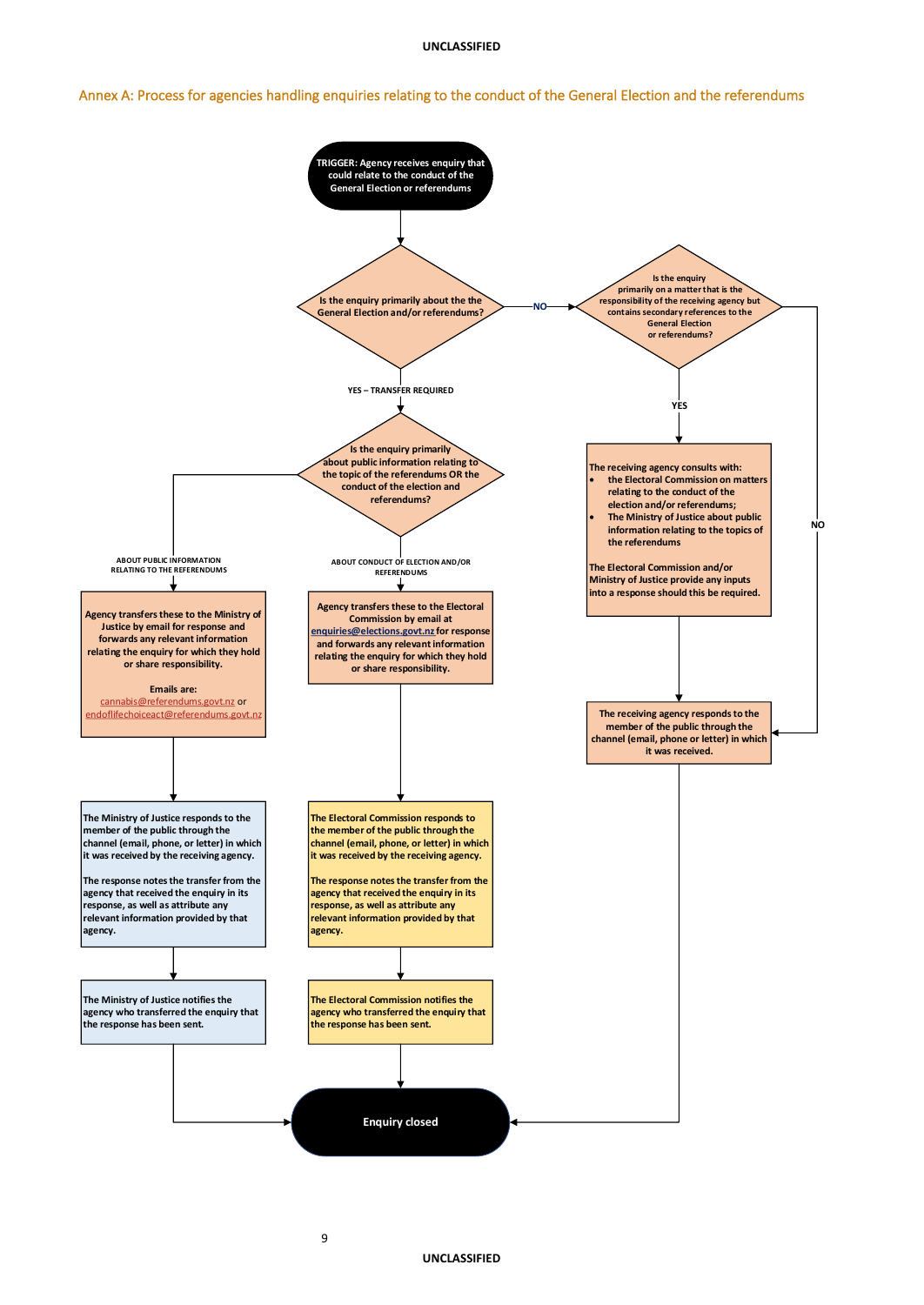## Annex A: Process for agencies handling enquiries relating to the conduct of the General Election and the referendums

**TRIGGER:** Agency receives enquiry that could relate to the conduct of the General Election or referendums

**Is the enquiry primarily about the the General Election and/or referendums?**

- **YES – TRANSFER REQUIRED**
  - **Is the enquiry primarily about public information relating to the topic of the referendums OR the conduct of the election and referendums?**
    - **ABOUT PUBLIC INFORMATION RELATING TO THE REFERENDUMS**
      1. Agency transfers these to the Ministry of Justice by email for response and forwards any relevant information relating the enquiry for which they hold or share responsibility.

         Emails are: cannabis@referendums.govt.nz or endoflifechoiceact@referendums.govt.nz
      2. The Ministry of Justice responds to the member of the public through the channel (email, phone, or letter) in which it was received by the receiving agency.

         The response notes the transfer from the agency that received the enquiry in its response, as well as attribute any relevant information provided by that agency.
      3. The Ministry of Justice notifies the agency who transferred the enquiry that the response has been sent.
      4. Enquiry closed
    - **ABOUT CONDUCT OF ELECTION AND/OR REFERENDUMS**
      1. Agency transfers these to the Electoral Commission by email at enquiries@elections.govt.nz for response and forwards any relevant information relating the enquiry for which they hold or share responsibility.
      2. The Electoral Commission responds to the member of the public through the channel (email, phone, or letter) in which it was received by the receiving agency.

         The response notes the transfer from the agency that received the enquiry in its response, as well as attribute any relevant information provided by that agency.
      3. The Electoral Commission notifies the agency who transferred the enquiry that the response has been sent.
      4. Enquiry closed
- **NO**
  - **Is the enquiry primarily on a matter that is the responsibility of the receiving agency but contains secondary references to the General Election or referendums?**
    - **YES**
      1. The receiving agency consults with:
         - the Electoral Commission on matters relating to the conduct of the election and/or referendums;
         - The Ministry of Justice about public information relating to the topics of the referendums

         The Electoral Commission and/or Ministry of Justice provide any inputs into a response should this be required.
      2. The receiving agency responds to the member of the public through the channel (email, phone or letter) in which it was received.
      3. Enquiry closed
    - **NO**
      1. The receiving agency responds to the member of the public through the channel (email, phone or letter) in which it was received.
      2. Enquiry closed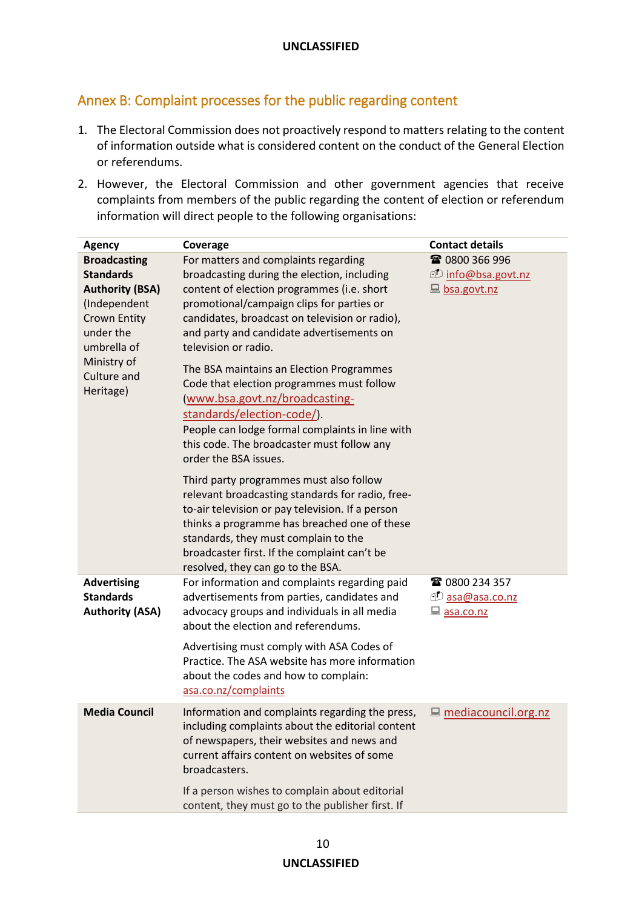## Annex B: Complaint processes for the public regarding content

1. The Electoral Commission does not proactively respond to matters relating to the content of information outside what is considered content on the conduct of the General Election or referendums.
2. However, the Electoral Commission and other government agencies that receive complaints from members of the public regarding the content of election or referendum information will direct people to the following organisations:

| Agency | Coverage | Contact details |
| --- | --- | --- |
| **Broadcasting Standards Authority (BSA)** (Independent Crown Entity under the umbrella of Ministry of Culture and Heritage) | For matters and complaints regarding broadcasting during the election, including content of election programmes (i.e. short promotional/campaign clips for parties or candidates, broadcast on television or radio), and party and candidate advertisements on television or radio.<br><br>The BSA maintains an Election Programmes Code that election programmes must follow (www.bsa.govt.nz/broadcasting-standards/election-code/). People can lodge formal complaints in line with this code. The broadcaster must follow any order the BSA issues.<br><br>Third party programmes must also follow relevant broadcasting standards for radio, free-to-air television or pay television. If a person thinks a programme has breached one of these standards, they must complain to the broadcaster first. If the complaint can't be resolved, they can go to the BSA. | ☎ 0800 366 996<br>info@bsa.govt.nz<br>bsa.govt.nz |
| **Advertising Standards Authority (ASA)** | For information and complaints regarding paid advertisements from parties, candidates and advocacy groups and individuals in all media about the election and referendums.<br><br>Advertising must comply with ASA Codes of Practice. The ASA website has more information about the codes and how to complain: asa.co.nz/complaints | ☎ 0800 234 357<br>asa@asa.co.nz<br>asa.co.nz |
| **Media Council** | Information and complaints regarding the press, including complaints about the editorial content of newspapers, their websites and news and current affairs content on websites of some broadcasters.<br><br>If a person wishes to complain about editorial content, they must go to the publisher first. If | mediacouncil.org.nz |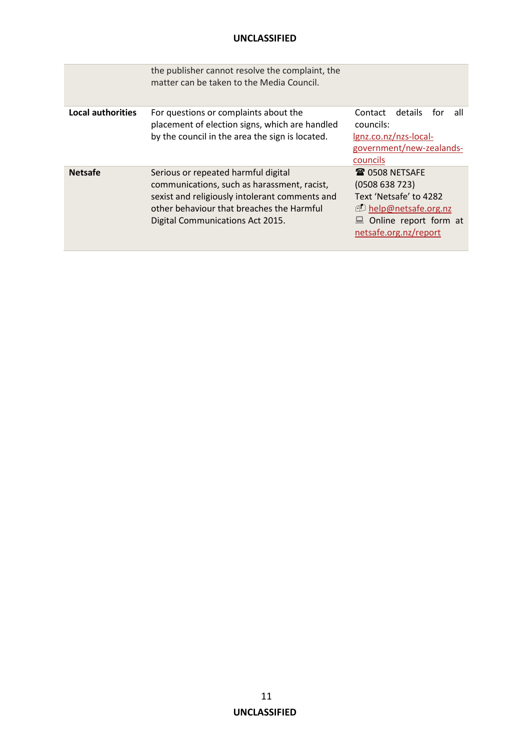|  |  |  |
|---|---|---|
|  | the publisher cannot resolve the complaint, the matter can be taken to the Media Council. |  |
| **Local authorities** | For questions or complaints about the placement of election signs, which are handled by the council in the area the sign is located. | Contact details for all councils: lgnz.co.nz/nzs-local-government/new-zealands-councils |
| **Netsafe** | Serious or repeated harmful digital communications, such as harassment, racist, sexist and religiously intolerant comments and other behaviour that breaches the Harmful Digital Communications Act 2015. | ☎ 0508 NETSAFE (0508 638 723)<br>Text 'Netsafe' to 4282<br>help@netsafe.org.nz<br>Online report form at netsafe.org.nz/report |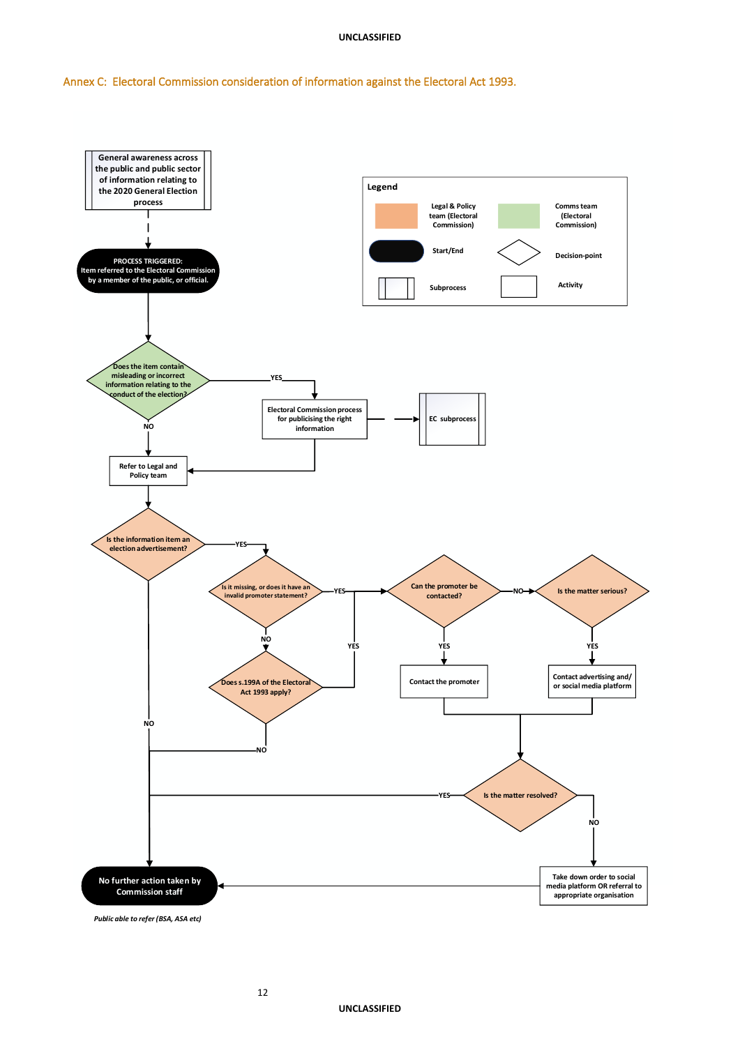## Annex C: Electoral Commission consideration of information against the Electoral Act 1993.

Legend

Legal & Policy team (Electoral Commission)

Comms team (Electoral Commission)

Start/End

Decision-point

Subprocess

Activity

General awareness across the public and public sector of information relating to the 2020 General Election process

PROCESS TRIGGERED: Item referred to the Electoral Commission by a member of the public, or official.

Does the item contain misleading or incorrect information relating to the conduct of the election?

YES

Electoral Commission process for publicising the right information

EC subprocess

NO

Refer to Legal and Policy team

Is the information item an election advertisement?

YES

Is it missing, or does it have an invalid promoter statement?

YES

NO

Does s.199A of the Electoral Act 1993 apply?

YES

Can the promoter be contacted?

NO

Is the matter serious?

YES

Contact the promoter

YES

Contact advertising and/ or social media platform

NO

NO

Is the matter resolved?

YES

NO

Take down order to social media platform OR referral to appropriate organisation

No further action taken by Commission staff

*Public able to refer (BSA, ASA etc)*